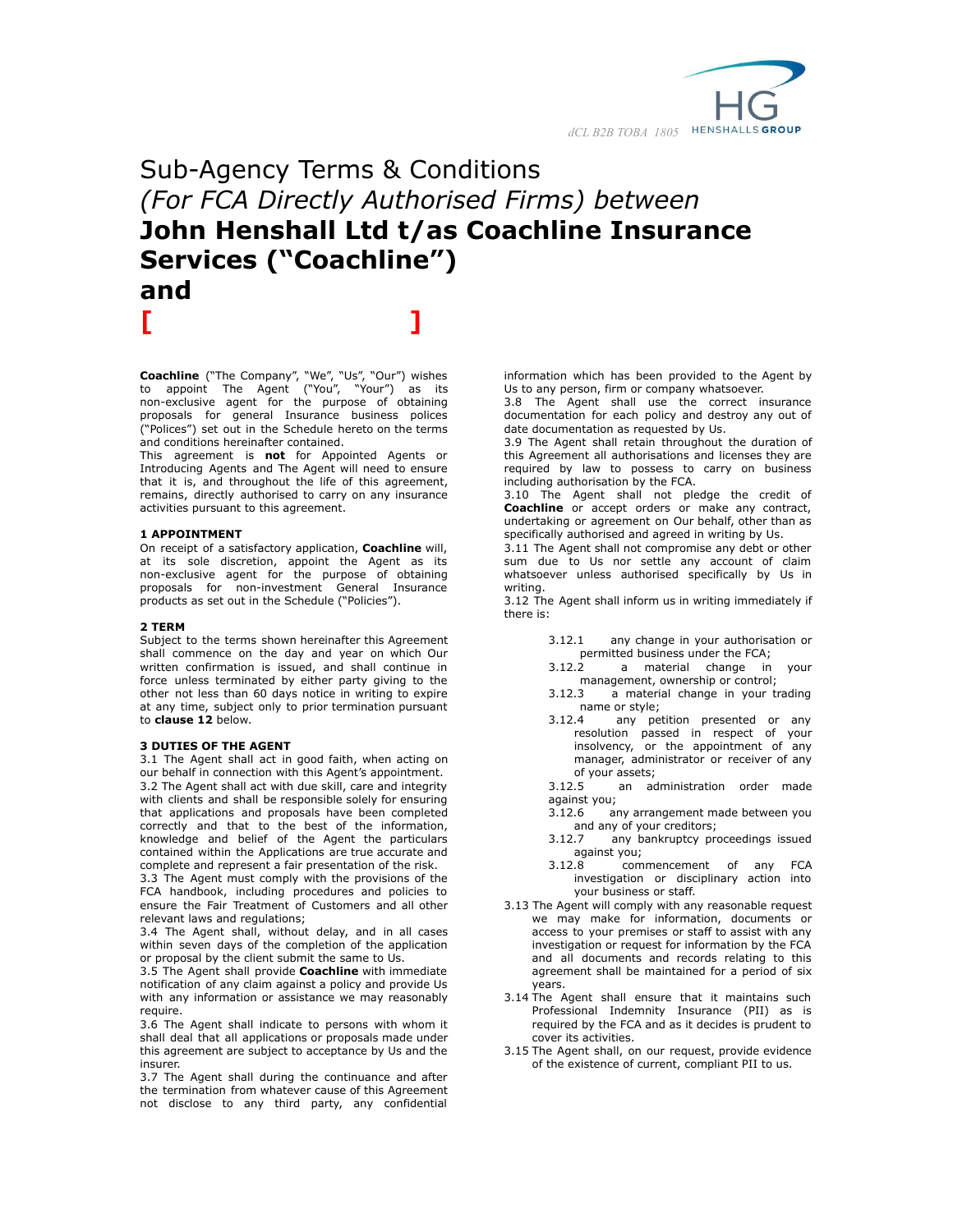dCL B2B TOBA 1805

# Sub-Agency Terms & Conditions
# *(For FCA Directly Authorised Firms) between*
# **John Henshall Ltd t/as Coachline Insurance Services ("Coachline")**
# **and**
# **[ ]**

**Coachline** ("The Company", "We", "Us", "Our") wishes to appoint The Agent ("You", "Your") as its non-exclusive agent for the purpose of obtaining proposals for general Insurance business polices ("Polices") set out in the Schedule hereto on the terms and conditions hereinafter contained.

This agreement is **not** for Appointed Agents or Introducing Agents and The Agent will need to ensure that it is, and throughout the life of this agreement, remains, directly authorised to carry on any insurance activities pursuant to this agreement.

### 1 APPOINTMENT

On receipt of a satisfactory application, **Coachline** will, at its sole discretion, appoint the Agent as its non-exclusive agent for the purpose of obtaining proposals for non-investment General Insurance products as set out in the Schedule ("Policies").

### 2 TERM

Subject to the terms shown hereinafter this Agreement shall commence on the day and year on which Our written confirmation is issued, and shall continue in force unless terminated by either party giving to the other not less than 60 days notice in writing to expire at any time, subject only to prior termination pursuant to **clause 12** below.

### 3 DUTIES OF THE AGENT

3.1 The Agent shall act in good faith, when acting on our behalf in connection with this Agent's appointment.

3.2 The Agent shall act with due skill, care and integrity with clients and shall be responsible solely for ensuring that applications and proposals have been completed correctly and that to the best of the information, knowledge and belief of the Agent the particulars contained within the Applications are true accurate and complete and represent a fair presentation of the risk.

3.3 The Agent must comply with the provisions of the FCA handbook, including procedures and policies to ensure the Fair Treatment of Customers and all other relevant laws and regulations;

3.4 The Agent shall, without delay, and in all cases within seven days of the completion of the application or proposal by the client submit the same to Us.

3.5 The Agent shall provide **Coachline** with immediate notification of any claim against a policy and provide Us with any information or assistance we may reasonably require.

3.6 The Agent shall indicate to persons with whom it shall deal that all applications or proposals made under this agreement are subject to acceptance by Us and the insurer.

3.7 The Agent shall during the continuance and after the termination from whatever cause of this Agreement not disclose to any third party, any confidential information which has been provided to the Agent by Us to any person, firm or company whatsoever.

3.8 The Agent shall use the correct insurance documentation for each policy and destroy any out of date documentation as requested by Us.

3.9 The Agent shall retain throughout the duration of this Agreement all authorisations and licenses they are required by law to possess to carry on business including authorisation by the FCA.

3.10 The Agent shall not pledge the credit of **Coachline** or accept orders or make any contract, undertaking or agreement on Our behalf, other than as specifically authorised and agreed in writing by Us.

3.11 The Agent shall not compromise any debt or other sum due to Us nor settle any account of claim whatsoever unless authorised specifically by Us in writing.

3.12 The Agent shall inform us in writing immediately if there is:

- 3.12.1 any change in your authorisation or permitted business under the FCA;
- 3.12.2 a material change in your management, ownership or control;
- 3.12.3 a material change in your trading name or style;
- 3.12.4 any petition presented or any resolution passed in respect of your insolvency, or the appointment of any manager, administrator or receiver of any of your assets;
- 3.12.5 an administration order made against you;
- 3.12.6 any arrangement made between you and any of your creditors;
- 3.12.7 any bankruptcy proceedings issued against you;
- 3.12.8 commencement of any FCA investigation or disciplinary action into your business or staff.

3.13 The Agent will comply with any reasonable request we may make for information, documents or access to your premises or staff to assist with any investigation or request for information by the FCA and and all documents and records relating to this agreement shall be maintained for a period of six years.

3.14 The Agent shall ensure that it maintains such Professional Indemnity Insurance (PII) as is required by the FCA and as it decides is prudent to cover its activities.

3.15 The Agent shall, on our request, provide evidence of the existence of current, compliant PII to us.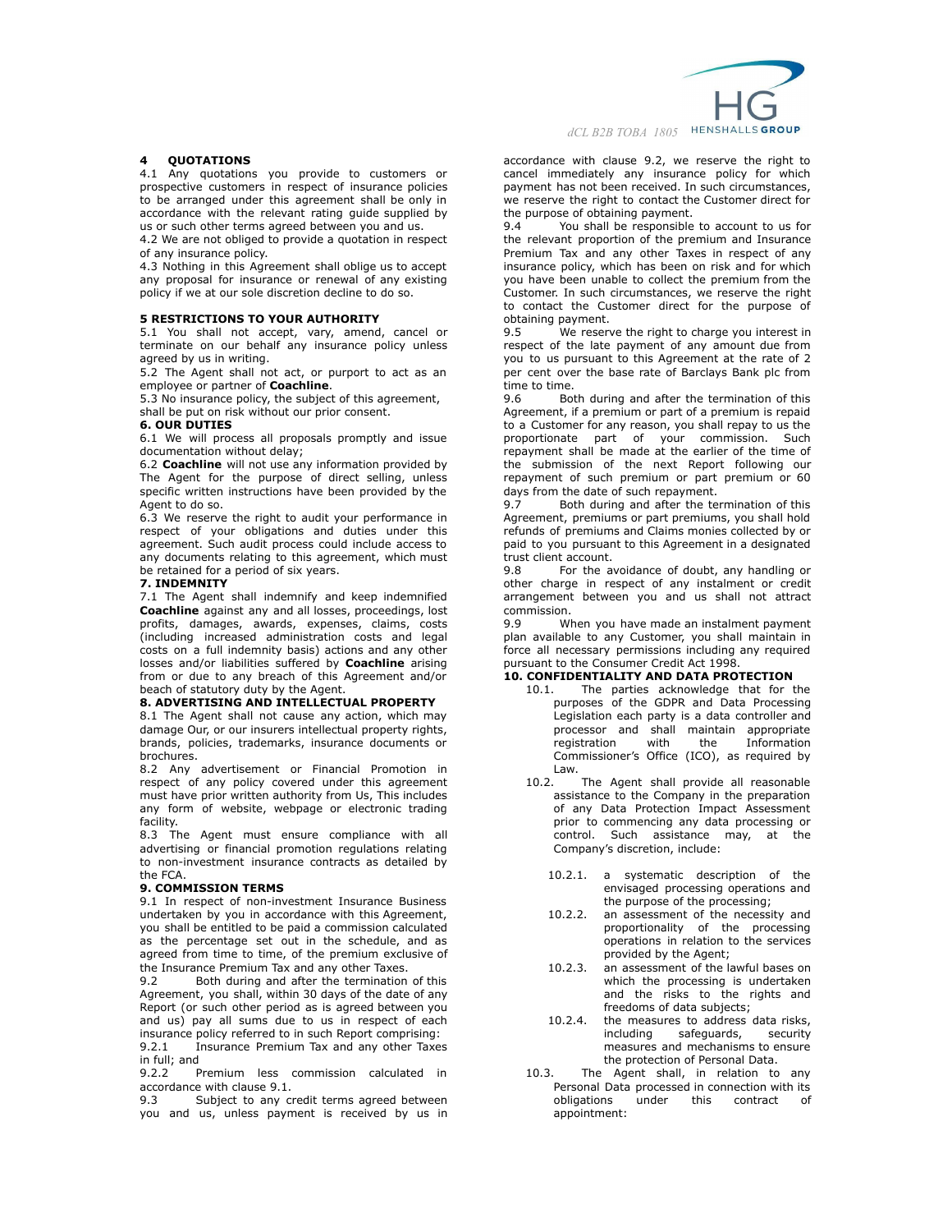## 4 QUOTATIONS

4.1 Any quotations you provide to customers or prospective customers in respect of insurance policies to be arranged under this agreement shall be only in accordance with the relevant rating guide supplied by us or such other terms agreed between you and us.

4.2 We are not obliged to provide a quotation in respect of any insurance policy.

4.3 Nothing in this Agreement shall oblige us to accept any proposal for insurance or renewal of any existing policy if we at our sole discretion decline to do so.

## 5 RESTRICTIONS TO YOUR AUTHORITY

5.1 You shall not accept, vary, amend, cancel or terminate on our behalf any insurance policy unless agreed by us in writing.

5.2 The Agent shall not act, or purport to act as an employee or partner of **Coachline**.

5.3 No insurance policy, the subject of this agreement, shall be put on risk without our prior consent.

## 6. OUR DUTIES

6.1 We will process all proposals promptly and issue documentation without delay;

6.2 **Coachline** will not use any information provided by The Agent for the purpose of direct selling, unless specific written instructions have been provided by the Agent to do so.

6.3 We reserve the right to audit your performance in respect of your obligations and duties under this agreement. Such audit process could include access to any documents relating to this agreement, which must be retained for a period of six years.

## 7. INDEMNITY

7.1 The Agent shall indemnify and keep indemnified **Coachline** against any and all losses, proceedings, lost profits, damages, awards, expenses, claims, costs (including increased administration costs and legal costs on a full indemnity basis) actions and any other losses and/or liabilities suffered by **Coachline** arising from or due to any breach of this Agreement and/or beach of statutory duty by the Agent.

## 8. ADVERTISING AND INTELLECTUAL PROPERTY

8.1 The Agent shall not cause any action, which may damage Our, or our insurers intellectual property rights, brands, policies, trademarks, insurance documents or brochures.

8.2 Any advertisement or Financial Promotion in respect of any policy covered under this agreement must have prior written authority from Us, This includes any form of website, webpage or electronic trading facility.

8.3 The Agent must ensure compliance with all advertising or financial promotion regulations relating to non-investment insurance contracts as detailed by the FCA.

## 9. COMMISSION TERMS

9.1 In respect of non-investment Insurance Business undertaken by you in accordance with this Agreement, you shall be entitled to be paid a commission calculated as the percentage set out in the schedule, and as agreed from time to time, of the premium exclusive of the Insurance Premium Tax and any other Taxes.

9.2 Both during and after the termination of this Agreement, you shall, within 30 days of the date of any Report (or such other period as is agreed between you and us) pay all sums due to us in respect of each insurance policy referred to in such Report comprising:

9.2.1 Insurance Premium Tax and any other Taxes in full; and

9.2.2 Premium less commission calculated in accordance with clause 9.1.

9.3 Subject to any credit terms agreed between you and us, unless payment is received by us in accordance with clause 9.2, we reserve the right to cancel immediately any insurance policy for which payment has not been received. In such circumstances, we reserve the right to contact the Customer direct for the purpose of obtaining payment.

9.4 You shall be responsible to account to us for the relevant proportion of the premium and Insurance Premium Tax and any other Taxes in respect of any insurance policy, which has been on risk and for which you have been unable to collect the premium from the Customer. In such circumstances, we reserve the right to contact the Customer direct for the purpose of obtaining payment.

9.5 We reserve the right to charge you interest in respect of the late payment of any amount due from you to us pursuant to this Agreement at the rate of 2 per cent over the base rate of Barclays Bank plc from time to time.

9.6 Both during and after the termination of this Agreement, if a premium or part of a premium is repaid to a Customer for any reason, you shall repay to us the proportionate part of your commission. Such repayment shall be made at the earlier of the time of the submission of the next Report following our repayment of such premium or part premium or 60 days from the date of such repayment.

9.7 Both during and after the termination of this Agreement, premiums or part premiums, you shall hold refunds of premiums and Claims monies collected by or paid to you pursuant to this Agreement in a designated trust client account.

9.8 For the avoidance of doubt, any handling or other charge in respect of any instalment or credit arrangement between you and us shall not attract commission.

9.9 When you have made an instalment payment plan available to any Customer, you shall maintain in force all necessary permissions including any required pursuant to the Consumer Credit Act 1998.

## 10. CONFIDENTIALITY AND DATA PROTECTION

10.1. The parties acknowledge that for the purposes of the GDPR and Data Processing Legislation each party is a data controller and processor and shall maintain appropriate registration with the Information Commissioner's Office (ICO), as required by Law.

10.2. The Agent shall provide all reasonable assistance to the Company in the preparation of any Data Protection Impact Assessment prior to commencing any data processing or control. Such assistance may, at the Company's discretion, include:

- 10.2.1. a systematic description of the envisaged processing operations and the purpose of the processing;
- 10.2.2. an assessment of the necessity and proportionality of the processing operations in relation to the services provided by the Agent;
- 10.2.3. an assessment of the lawful bases on which the processing is undertaken and the risks to the rights and freedoms of data subjects;
- 10.2.4. the measures to address data risks, including safeguards, security measures and mechanisms to ensure the protection of Personal Data.

10.3. The Agent shall, in relation to any Personal Data processed in connection with its obligations under this contract of appointment: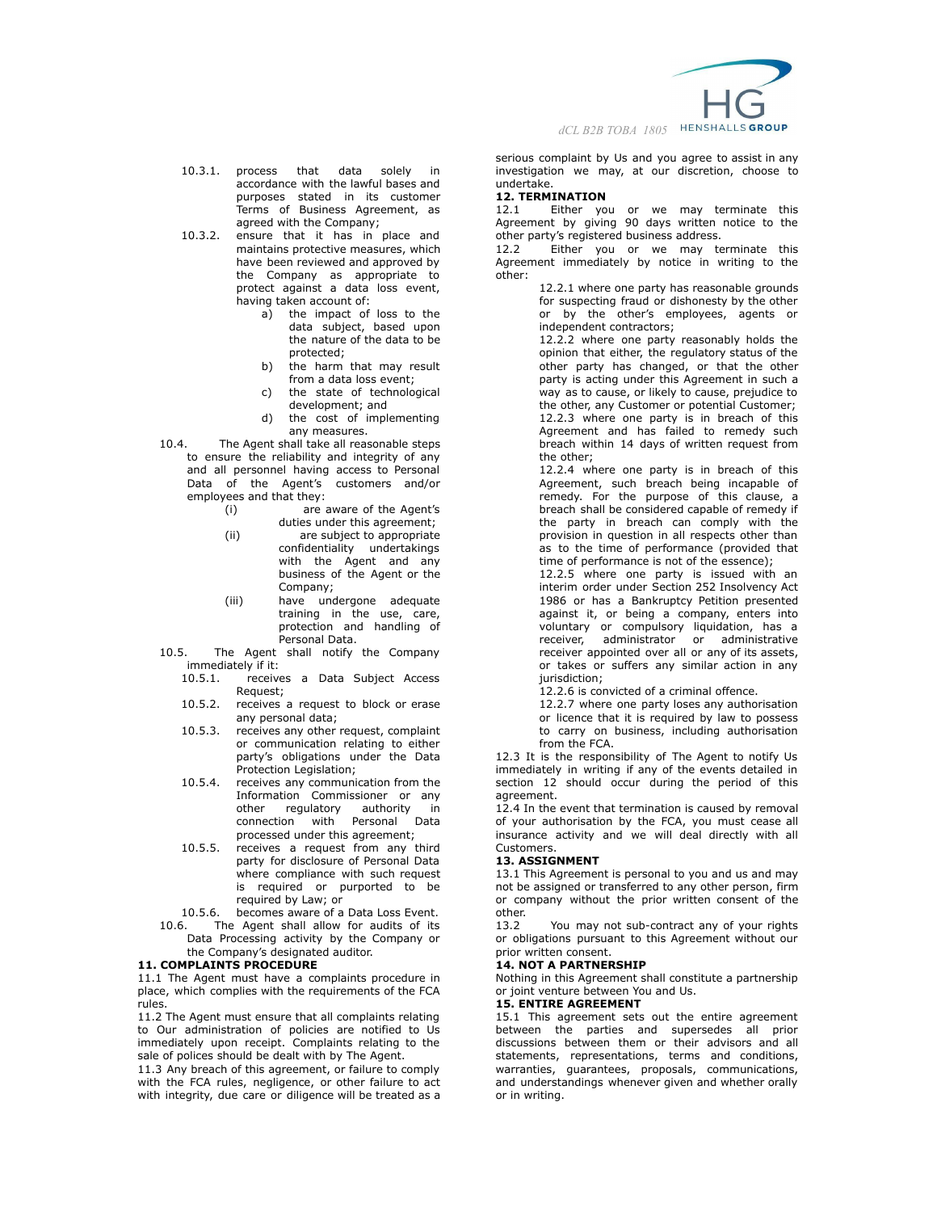10.3.1. process that data solely in accordance with the lawful bases and purposes stated in its customer Terms of Business Agreement, as agreed with the Company;

10.3.2. ensure that it has in place and maintains protective measures, which have been reviewed and approved by the Company as appropriate to protect against a data loss event, having taken account of:

a) the impact of loss to the data subject, based upon the nature of the data to be protected;

b) the harm that may result from a data loss event;

c) the state of technological development; and

d) the cost of implementing any measures.

10.4. The Agent shall take all reasonable steps to ensure the reliability and integrity of any and all personnel having access to Personal Data of the Agent's customers and/or employees and that they:

(i) are aware of the Agent's duties under this agreement;

(ii) are subject to appropriate confidentiality undertakings with the Agent and any business of the Agent or the Company;

(iii) have undergone adequate training in the use, care, protection and handling of Personal Data.

10.5. The Agent shall notify the Company immediately if it:

10.5.1. receives a Data Subject Access Request;

10.5.2. receives a request to block or erase any personal data;

10.5.3. receives any other request, complaint or communication relating to either party's obligations under the Data Protection Legislation;

10.5.4. receives any communication from the Information Commissioner or any other regulatory authority in connection with Personal Data processed under this agreement;

10.5.5. receives a request from any third party for disclosure of Personal Data where compliance with such request is required or purported to be required by Law; or

10.5.6. becomes aware of a Data Loss Event.

10.6. The Agent shall allow for audits of its Data Processing activity by the Company or the Company's designated auditor.

**11. COMPLAINTS PROCEDURE**

11.1 The Agent must have a complaints procedure in place, which complies with the requirements of the FCA rules.

11.2 The Agent must ensure that all complaints relating to Our administration of policies are notified to Us immediately upon receipt. Complaints relating to the sale of polices should be dealt with by The Agent.

11.3 Any breach of this agreement, or failure to comply with the FCA rules, negligence, or other failure to act with integrity, due care or diligence will be treated as a serious complaint by Us and you agree to assist in any investigation we may, at our discretion, choose to undertake.

**12. TERMINATION**

12.1 Either you or we may terminate this Agreement by giving 90 days written notice to the other party's registered business address.

12.2 Either you or we may terminate this Agreement immediately by notice in writing to the other:

12.2.1 where one party has reasonable grounds for suspecting fraud or dishonesty by the other or by the other's employees, agents or independent contractors;

12.2.2 where one party reasonably holds the opinion that either, the regulatory status of the other party has changed, or that the other party is acting under this Agreement in such a way as to cause, or likely to cause, prejudice to the other, any Customer or potential Customer;

12.2.3 where one party is in breach of this Agreement and has failed to remedy such breach within 14 days of written request from the other;

12.2.4 where one party is in breach of this Agreement, such breach being incapable of remedy. For the purpose of this clause, a breach shall be considered capable of remedy if the party in breach can comply with the provision in question in all respects other than as to the time of performance (provided that time of performance is not of the essence);

12.2.5 where one party is issued with an interim order under Section 252 Insolvency Act 1986 or has a Bankruptcy Petition presented against it, or being a company, enters into voluntary or compulsory liquidation, has a receiver, administrator or administrative receiver appointed over all or any of its assets, or takes or suffers any similar action in any jurisdiction;

12.2.6 is convicted of a criminal offence.

12.2.7 where one party loses any authorisation or licence that it is required by law to possess to carry on business, including authorisation from the FCA.

12.3 It is the responsibility of The Agent to notify Us immediately in writing if any of the events detailed in section 12 should occur during the period of this agreement.

12.4 In the event that termination is caused by removal of your authorisation by the FCA, you must cease all insurance activity and we will deal directly with all Customers.

**13. ASSIGNMENT**

13.1 This Agreement is personal to you and us and may not be assigned or transferred to any other person, firm or company without the prior written consent of the other.

13.2 You may not sub-contract any of your rights or obligations pursuant to this Agreement without our prior written consent.

**14. NOT A PARTNERSHIP**

Nothing in this Agreement shall constitute a partnership or joint venture between You and Us.

**15. ENTIRE AGREEMENT**

15.1 This agreement sets out the entire agreement between the parties and supersedes all prior discussions between them or their advisors and all statements, representations, terms and conditions, warranties, guarantees, proposals, communications, and understandings whenever given and whether orally or in writing.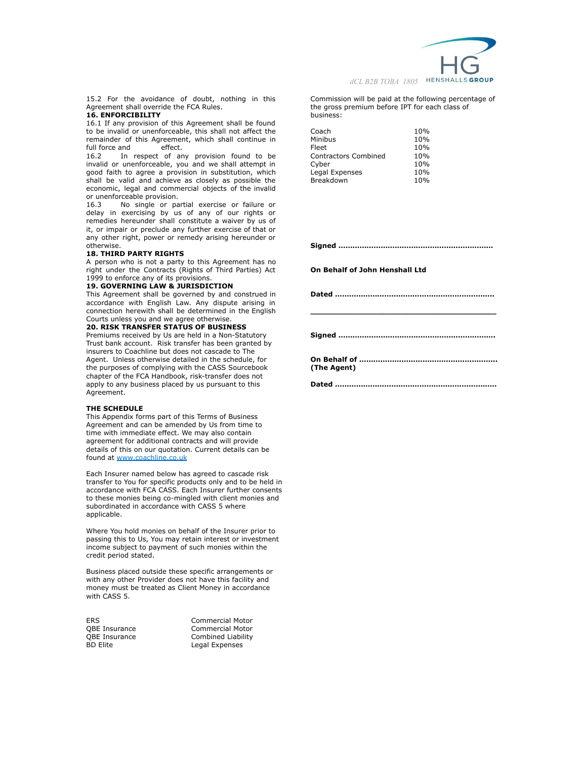15.2 For the avoidance of doubt, nothing in this Agreement shall override the FCA Rules.

**16. ENFORCIBILITY**

16.1 If any provision of this Agreement shall be found to be invalid or unenforceable, this shall not affect the remainder of this Agreement, which shall continue in full force and effect.

16.2 In respect of any provision found to be invalid or unenforceable, you and we shall attempt in good faith to agree a provision in substitution, which shall be valid and achieve as closely as possible the economic, legal and commercial objects of the invalid or unenforceable provision.

16.3 No single or partial exercise or failure or delay in exercising by us of any of our rights or remedies hereunder shall constitute a waiver by us of it, or impair or preclude any further exercise of that or any other right, power or remedy arising hereunder or otherwise.

**18. THIRD PARTY RIGHTS**

A person who is not a party to this Agreement has no right under the Contracts (Rights of Third Parties) Act 1999 to enforce any of its provisions.

**19. GOVERNING LAW & JURISDICTION**

This Agreement shall be governed by and construed in accordance with English Law. Any dispute arising in connection herewith shall be determined in the English Courts unless you and we agree otherwise.

**20. RISK TRANSFER STATUS OF BUSINESS**

Premiums received by Us are held in a Non-Statutory Trust bank account. Risk transfer has been granted by insurers to Coachline but does not cascade to The Agent. Unless otherwise detailed in the schedule, for the purposes of complying with the CASS Sourcebook chapter of the FCA Handbook, risk-transfer does not apply to any business placed by us pursuant to this Agreement.

**THE SCHEDULE**

This Appendix forms part of this Terms of Business Agreement and can be amended by Us from time to time with immediate effect. We may also contain agreement for additional contracts and will provide details of this on our quotation. Current details can be found at [www.coachline.co.uk](http://www.coachline.co.uk)

Each Insurer named below has agreed to cascade risk transfer to You for specific products only and to be held in accordance with FCA CASS. Each Insurer further consents to these monies being co-mingled with client monies and subordinated in accordance with CASS 5 where applicable.

Where You hold monies on behalf of the Insurer prior to passing this to Us, You may retain interest or investment income subject to payment of such monies within the credit period stated.

Business placed outside these specific arrangements or with any other Provider does not have this facility and money must be treated as Client Money in accordance with CASS 5.

| | |
|---|---|
| ERS | Commercial Motor |
| QBE Insurance | Commercial Motor |
| QBE Insurance | Combined Liability |
| BD Elite | Legal Expenses |

Commission will be paid at the following percentage of the gross premium before IPT for each class of business:

| | |
|---|---|
| Coach | 10% |
| Minibus | 10% |
| Fleet | 10% |
| Contractors Combined | 10% |
| Cyber | 10% |
| Legal Expenses | 10% |
| Breakdown | 10% |

**Signed** ..................................................................

**On Behalf of John Henshall Ltd**

**Dated** ..................................................................

---

**Signed** ..................................................................

**On Behalf of** ..................................................................
**(The Agent)**

**Dated** ..................................................................